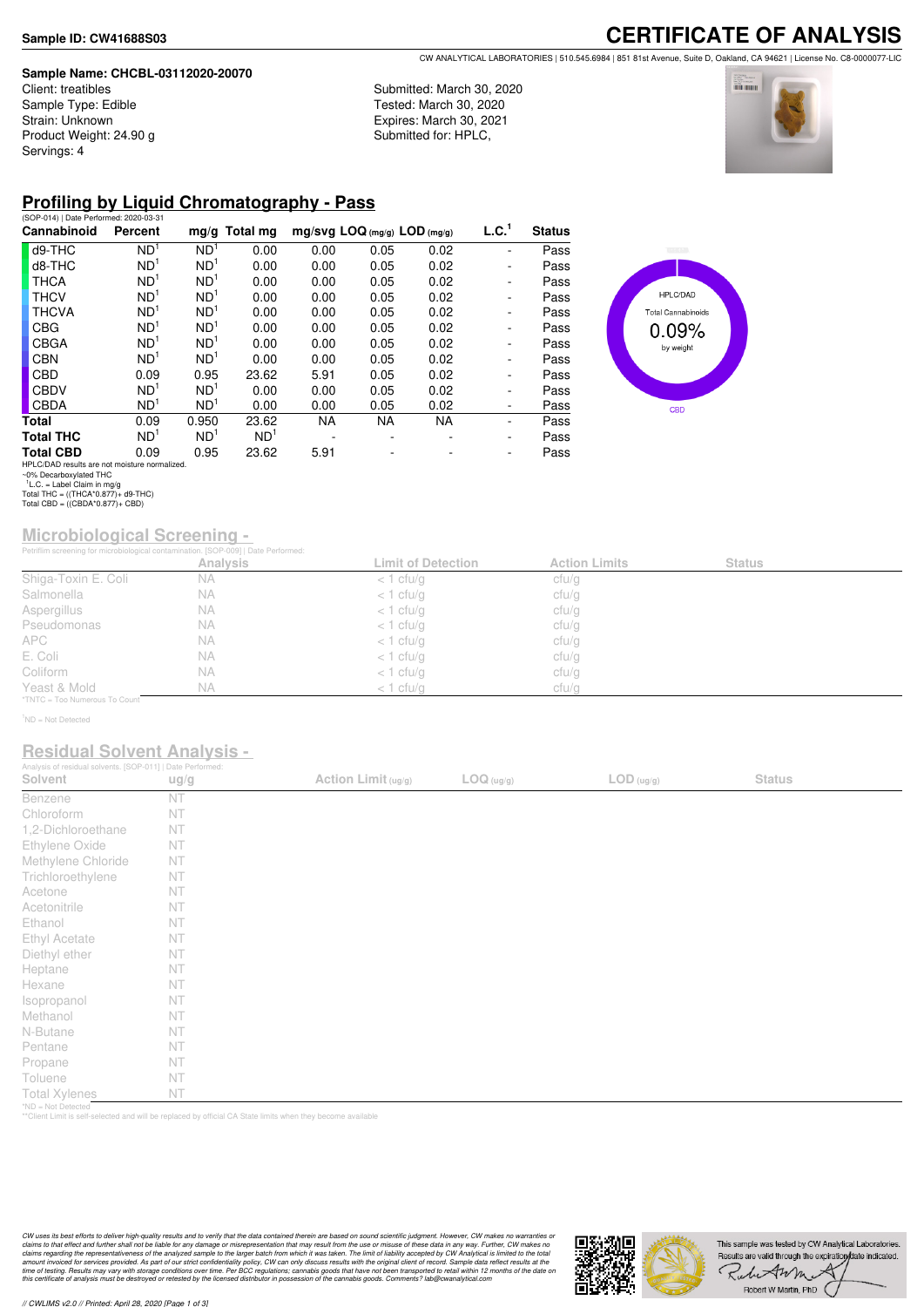**Sample ID: CW41688S03**

# CERTIFICATE OF ANALYSIS

CW ANALYTICAL LABORATORIES | 510.545.6984 | 851 81st Avenue, Suite D, Oakland, CA 94621 | License No. C8-0000077-LIC

**Sample Name: CHCBL-03112020-20070**
Client: treatibles
Sample Type: Edible
Strain: Unknown
Product Weight: 24.90 g
Servings: 4

Submitted: March 30, 2020
Tested: March 30, 2020
Expires: March 30, 2021
Submitted for: HPLC,

## Profiling by Liquid Chromatography - Pass

(SOP-014) | Date Performed: 2020-03-31

| Cannabinoid | Percent | mg/g | Total mg | mg/svg | LOQ (mg/g) | LOD (mg/g) | L.C.[1] | Status |
|---|---|---|---|---|---|---|---|---|
| d9-THC | ND[1] | ND[1] | 0.00 | 0.00 | 0.05 | 0.02 | - | Pass |
| d8-THC | ND[1] | ND[1] | 0.00 | 0.00 | 0.05 | 0.02 | - | Pass |
| THCA | ND[1] | ND[1] | 0.00 | 0.00 | 0.05 | 0.02 | - | Pass |
| THCV | ND[1] | ND[1] | 0.00 | 0.00 | 0.05 | 0.02 | - | Pass |
| THCVA | ND[1] | ND[1] | 0.00 | 0.00 | 0.05 | 0.02 | - | Pass |
| CBG | ND[1] | ND[1] | 0.00 | 0.00 | 0.05 | 0.02 | - | Pass |
| CBGA | ND[1] | ND[1] | 0.00 | 0.00 | 0.05 | 0.02 | - | Pass |
| CBN | ND[1] | ND[1] | 0.00 | 0.00 | 0.05 | 0.02 | - | Pass |
| CBD | 0.09 | 0.95 | 23.62 | 5.91 | 0.05 | 0.02 | - | Pass |
| CBDV | ND[1] | ND[1] | 0.00 | 0.00 | 0.05 | 0.02 | - | Pass |
| CBDA | ND[1] | ND[1] | 0.00 | 0.00 | 0.05 | 0.02 | - | Pass |
| **Total** | 0.09 | 0.950 | 23.62 | NA | NA | NA | - | Pass |
| **Total THC** | ND[1] | ND[1] | ND[1] | - | - | - | - | Pass |
| **Total CBD** | 0.09 | 0.95 | 23.62 | 5.91 | - | - | - | Pass |

HPLC/DAD results are not moisture normalized.
~0% Decarboxylated THC
[1]L.C. = Label Claim in mg/g
Total THC = ((THCA*0.877)+ d9-THC)
Total CBD = ((CBDA*0.877)+ CBD)

HPLC/DAD
Total Cannabinoids
0.09%
by weight
CBD

## Microbiological Screening -

Petrifilm screening for microbiological contamination. [SOP-009] | Date Performed:

| | Analysis | Limit of Detection | Action Limits | Status |
|---|---|---|---|---|
| Shiga-Toxin E. Coli | NA | < 1 cfu/g | cfu/g | |
| Salmonella | NA | < 1 cfu/g | cfu/g | |
| Aspergillus | NA | < 1 cfu/g | cfu/g | |
| Pseudomonas | NA | < 1 cfu/g | cfu/g | |
| APC | NA | < 1 cfu/g | cfu/g | |
| E. Coli | NA | < 1 cfu/g | cfu/g | |
| Coliform | NA | < 1 cfu/g | cfu/g | |
| Yeast & Mold | NA | < 1 cfu/g | cfu/g | |

*TNTC = Too Numerous To Count

[1]ND = Not Detected

## Residual Solvent Analysis -

Analysis of residual solvents. [SOP-011] | Date Performed:

| Solvent | ug/g | Action Limit (ug/g) | LOQ (ug/g) | LOD (ug/g) | Status |
|---|---|---|---|---|---|
| Benzene | NT | | | | |
| Chloroform | NT | | | | |
| 1,2-Dichloroethane | NT | | | | |
| Ethylene Oxide | NT | | | | |
| Methylene Chloride | NT | | | | |
| Trichloroethylene | NT | | | | |
| Acetone | NT | | | | |
| Acetonitrile | NT | | | | |
| Ethanol | NT | | | | |
| Ethyl Acetate | NT | | | | |
| Diethyl ether | NT | | | | |
| Heptane | NT | | | | |
| Hexane | NT | | | | |
| Isopropanol | NT | | | | |
| Methanol | NT | | | | |
| N-Butane | NT | | | | |
| Pentane | NT | | | | |
| Propane | NT | | | | |
| Toluene | NT | | | | |
| Total Xylenes | NT | | | | |

*ND = Not Detected
**Client Limit is self-selected and will be replaced by official CA State limits when they become available

*CW uses its best efforts to deliver high-quality results and to verify that the data contained therein are based on sound scientific judgment. However, CW makes no warranties or claims to that effect and further shall not be liable for any damage or misrepresentation that may result from the use or misuse of these data in any way. Further, CW makes no claims regarding the representativeness of the analyzed sample to the larger batch from which it was taken. The limit of liability accepted by CW Analytical is limited to the total amount invoiced for services provided. As part of our strict confidentiality policy, CW can only discuss results with the original client of record. Sample data reflect results at the time of testing. Results may vary with storage conditions over time. Per BCC regulations; cannabis goods that have not been transported to retail within 12 months of the date on this certificate of analysis must be destroyed or retested by the licensed distributor in possession of the cannabis goods. Comments? lab@cwanalytical.com*

This sample was tested by CW Analytical Laboratories. Results are valid through the expiration date indicated.
Robert W Martin, PhD

// CWLIMS v2.0 // Printed: April 28, 2020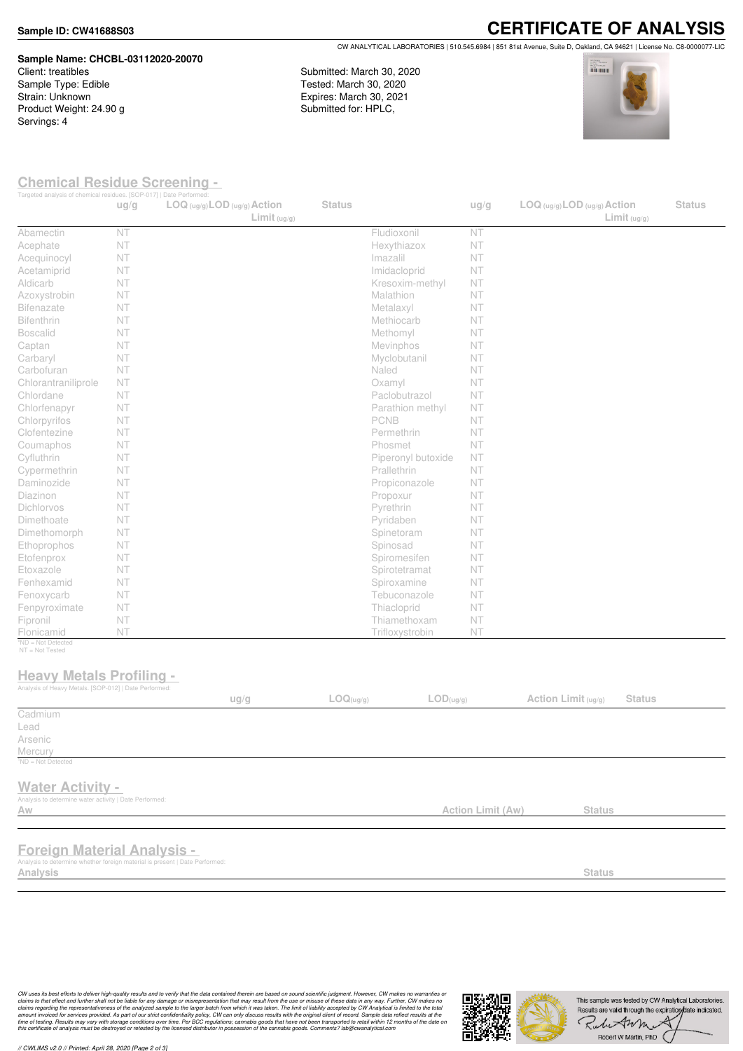**Sample ID: CW41688S03**

# CERTIFICATE OF ANALYSIS

CW ANALYTICAL LABORATORIES | 510.545.6984 | 851 81st Avenue, Suite D, Oakland, CA 94621 | License No. C8-0000077-LIC

**Sample Name: CHCBL-03112020-20070**
Client: treatibles
Sample Type: Edible
Strain: Unknown
Product Weight: 24.90 g
Servings: 4

Submitted: March 30, 2020
Tested: March 30, 2020
Expires: March 30, 2021
Submitted for: HPLC,

## Chemical Residue Screening -

Targeted analysis of chemical residues. [SOP-017] | Date Performed:

| | ug/g | LOQ (ug/g) | LOD (ug/g) | Action Limit (ug/g) | Status | | ug/g | LOQ (ug/g) | LOD (ug/g) | Action Limit (ug/g) | Status |
|---|---|---|---|---|---|---|---|---|---|---|---|
| Abamectin | NT | | | | | Fludioxonil | NT | | | | |
| Acephate | NT | | | | | Hexythiazox | NT | | | | |
| Acequinocyl | NT | | | | | Imazalil | NT | | | | |
| Acetamiprid | NT | | | | | Imidacloprid | NT | | | | |
| Aldicarb | NT | | | | | Kresoxim-methyl | NT | | | | |
| Azoxystrobin | NT | | | | | Malathion | NT | | | | |
| Bifenazate | NT | | | | | Metalaxyl | NT | | | | |
| Bifenthrin | NT | | | | | Methiocarb | NT | | | | |
| Boscalid | NT | | | | | Methomyl | NT | | | | |
| Captan | NT | | | | | Mevinphos | NT | | | | |
| Carbaryl | NT | | | | | Myclobutanil | NT | | | | |
| Carbofuran | NT | | | | | Naled | NT | | | | |
| Chlorantraniliprole | NT | | | | | Oxamyl | NT | | | | |
| Chlordane | NT | | | | | Paclobutrazol | NT | | | | |
| Chlorfenapyr | NT | | | | | Parathion methyl | NT | | | | |
| Chlorpyrifos | NT | | | | | PCNB | NT | | | | |
| Clofentezine | NT | | | | | Permethrin | NT | | | | |
| Coumaphos | NT | | | | | Phosmet | NT | | | | |
| Cyfluthrin | NT | | | | | Piperonyl butoxide | NT | | | | |
| Cypermethrin | NT | | | | | Prallethrin | NT | | | | |
| Daminozide | NT | | | | | Propiconazole | NT | | | | |
| Diazinon | NT | | | | | Propoxur | NT | | | | |
| Dichlorvos | NT | | | | | Pyrethrin | NT | | | | |
| Dimethoate | NT | | | | | Pyridaben | NT | | | | |
| Dimethomorph | NT | | | | | Spinetoram | NT | | | | |
| Ethoprophos | NT | | | | | Spinosad | NT | | | | |
| Etofenprox | NT | | | | | Spiromesifen | NT | | | | |
| Etoxazole | NT | | | | | Spirotetramat | NT | | | | |
| Fenhexamid | NT | | | | | Spiroxamine | NT | | | | |
| Fenoxycarb | NT | | | | | Tebuconazole | NT | | | | |
| Fenpyroximate | NT | | | | | Thiacloprid | NT | | | | |
| Fipronil | NT | | | | | Thiamethoxam | NT | | | | |
| Flonicamid | NT | | | | | Trifloxystrobin | NT | | | | |

*ND = Not Detected
NT = Not Tested

## Heavy Metals Profiling -

Analysis of Heavy Metals. [SOP-012] | Date Performed:

| | ug/g | LOQ(ug/g) | LOD(ug/g) | Action Limit (ug/g) | Status |
|---|---|---|---|---|---|
| Cadmium | | | | | |
| Lead | | | | | |
| Arsenic | | | | | |
| Mercury | | | | | |

*ND = Not Detected

## Water Activity -

Analysis to determine water activity | Date Performed:

| Aw | Action Limit (Aw) | Status |
|---|---|---|

## Foreign Material Analysis -

Analysis to determine whether foreign material is present | Date Performed:

| Analysis | Status |
|---|---|

*CW uses its best efforts to deliver high-quality results and to verify that the data contained therein are based on sound scientific judgment. However, CW makes no warranties or claims to that effect and further shall not be liable for any damage or misrepresentation that may result from the use or misuse of these data in any way. Further, CW makes no claims regarding the representativeness of the analyzed sample to the larger batch from which it was taken. The limit of liability accepted by CW Analytical is limited to the total amount invoiced for services provided. As part of our strict confidentiality policy, CW can only discuss results with the original client of record. Sample data reflect results at the time of testing. Results may vary with storage conditions over time. Per BCC regulations; cannabis goods that have not been transported to retail within 12 months of the date on this certificate of analysis must be destroyed or retested by the licensed distributor in possession of the cannabis goods. Comments? lab@cwanalytical.com*

This sample was tested by CW Analytical Laboratories. Results are valid through the expiration date indicated.

Robert W Martin, PhD

// CWLIMS v2.0 // Printed: April 28, 2020 [Page 2 of 3]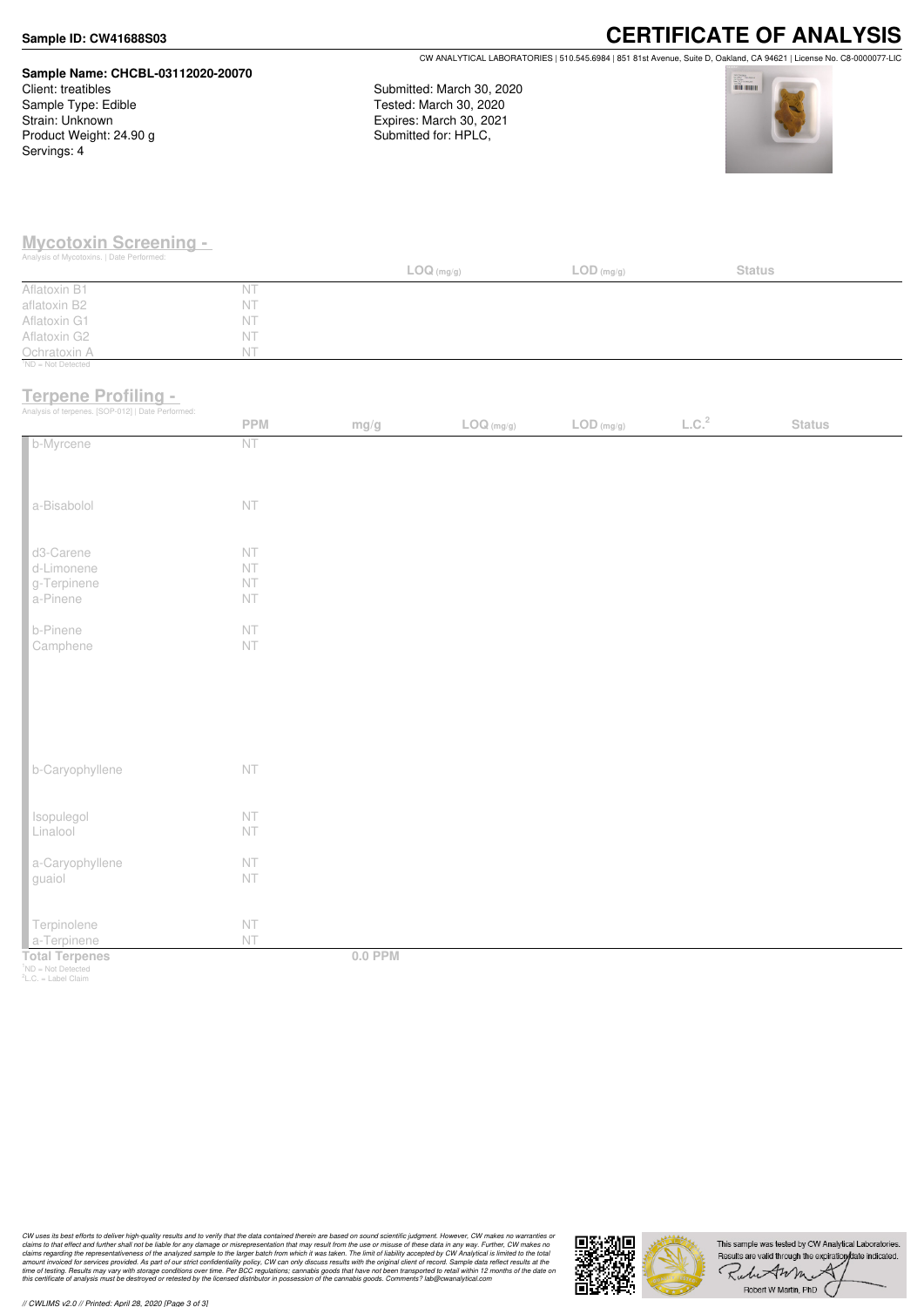**Sample ID: CW41688S03**

# CERTIFICATE OF ANALYSIS

CW ANALYTICAL LABORATORIES | 510.545.6984 | 851 81st Avenue, Suite D, Oakland, CA 94621 | License No. C8-0000077-LIC

**Sample Name: CHCBL-03112020-20070**
Client: treatibles
Sample Type: Edible
Strain: Unknown
Product Weight: 24.90 g
Servings: 4

Submitted: March 30, 2020
Tested: March 30, 2020
Expires: March 30, 2021
Submitted for: HPLC,

## Mycotoxin Screening -

Analysis of Mycotoxins. | Date Performed:

| | | LOQ (mg/g) | LOD (mg/g) | Status |
|---|---|---|---|---|
| Aflatoxin B1 | NT | | | |
| aflatoxin B2 | NT | | | |
| Aflatoxin G1 | NT | | | |
| Aflatoxin G2 | NT | | | |
| Ochratoxin A | NT | | | |

[1]ND = Not Detected

## Terpene Profiling -

Analysis of terpenes. [SOP-012] | Date Performed:

| | PPM | mg/g | LOQ (mg/g) | LOD (mg/g) | L.C.[2] | Status |
|---|---|---|---|---|---|---|
| b-Myrcene | NT | | | | | |
| a-Bisabolol | NT | | | | | |
| d3-Carene | NT | | | | | |
| d-Limonene | NT | | | | | |
| g-Terpinene | NT | | | | | |
| a-Pinene | NT | | | | | |
| b-Pinene | NT | | | | | |
| Camphene | NT | | | | | |
| b-Caryophyllene | NT | | | | | |
| Isopulegol | NT | | | | | |
| Linalool | NT | | | | | |
| a-Caryophyllene | NT | | | | | |
| guaiol | NT | | | | | |
| Terpinolene | NT | | | | | |
| a-Terpinene | NT | | | | | |
| **Total Terpenes** | | **0.0 PPM** | | | | |

[1]ND = Not Detected
[2]L.C. = Label Claim

*CW uses its best efforts to deliver high-quality results and to verify that the data contained therein are based on sound scientific judgment. However, CW makes no warranties or claims to that effect and further shall not be liable for any damage or misrepresentation that may result from the use or misuse of these data in any way. Further, CW makes no claims regarding the representativeness of the analyzed sample to the larger batch from which it was taken. The limit of liability accepted by CW Analytical is limited to the total amount invoiced for services provided. As part of our strict confidentiality policy, CW can only discuss results with the original client of record. Sample data reflect results at the time of testing. Results may vary with storage conditions over time. Per BCC regulations; cannabis goods that have not been transported to retail within 12 months of the date on this certificate of analysis must be destroyed or retested by the licensed distributor in possession of the cannabis goods. Comments? lab@cwanalytical.com*

This sample was tested by CW Analytical Laboratories. Results are valid through the expiration date indicated.

Robert W Martin, PhD

// CWLIMS v2.0 // Printed: April 28, 2020 [Page 3 of 3]